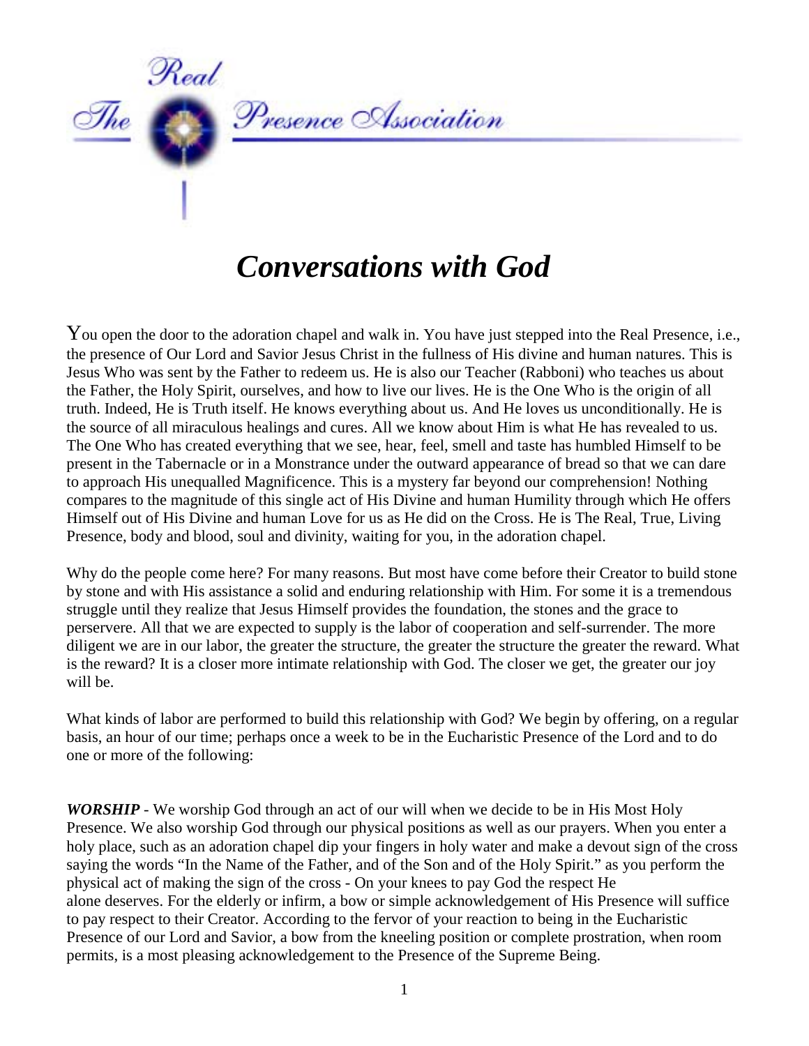The Real Presence Association

# *Conversations with God*

You open the door to the adoration chapel and walk in. You have just stepped into the Real Presence, i.e., the presence of Our Lord and Savior Jesus Christ in the fullness of His divine and human natures. This is Jesus Who was sent by the Father to redeem us. He is also our Teacher (Rabboni) who teaches us about the Father, the Holy Spirit, ourselves, and how to live our lives. He is the One Who is the origin of all truth. Indeed, He is Truth itself. He knows everything about us. And He loves us unconditionally. He is the source of all miraculous healings and cures. All we know about Him is what He has revealed to us. The One Who has created everything that we see, hear, feel, smell and taste has humbled Himself to be present in the Tabernacle or in a Monstrance under the outward appearance of bread so that we can dare to approach His unequalled Magnificence. This is a mystery far beyond our comprehension! Nothing compares to the magnitude of this single act of His Divine and human Humility through which He offers Himself out of His Divine and human Love for us as He did on the Cross. He is The Real, True, Living Presence, body and blood, soul and divinity, waiting for you, in the adoration chapel.

Why do the people come here? For many reasons. But most have come before their Creator to build stone by stone and with His assistance a solid and enduring relationship with Him. For some it is a tremendous struggle until they realize that Jesus Himself provides the foundation, the stones and the grace to perservere. All that we are expected to supply is the labor of cooperation and self-surrender. The more diligent we are in our labor, the greater the structure, the greater the structure the greater the reward. What is the reward? It is a closer more intimate relationship with God. The closer we get, the greater our joy will be.

What kinds of labor are performed to build this relationship with God? We begin by offering, on a regular basis, an hour of our time; perhaps once a week to be in the Eucharistic Presence of the Lord and to do one or more of the following:

***WORSHIP*** - We worship God through an act of our will when we decide to be in His Most Holy Presence. We also worship God through our physical positions as well as our prayers. When you enter a holy place, such as an adoration chapel dip your fingers in holy water and make a devout sign of the cross saying the words "In the Name of the Father, and of the Son and of the Holy Spirit." as you perform the physical act of making the sign of the cross - On your knees to pay God the respect He alone deserves. For the elderly or infirm, a bow or simple acknowledgement of His Presence will suffice to pay respect to their Creator. According to the fervor of your reaction to being in the Eucharistic Presence of our Lord and Savior, a bow from the kneeling position or complete prostration, when room permits, is a most pleasing acknowledgement to the Presence of the Supreme Being.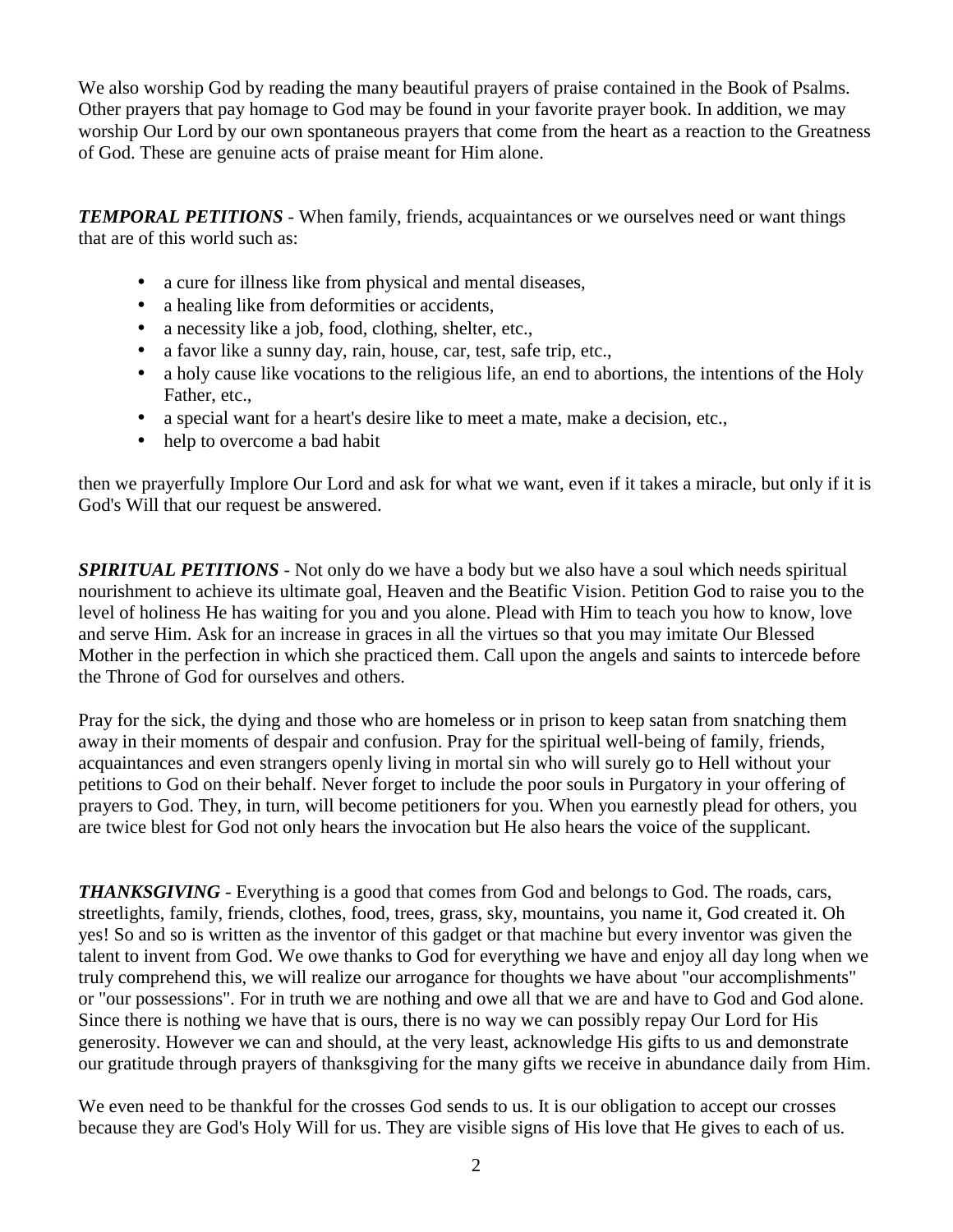We also worship God by reading the many beautiful prayers of praise contained in the Book of Psalms. Other prayers that pay homage to God may be found in your favorite prayer book. In addition, we may worship Our Lord by our own spontaneous prayers that come from the heart as a reaction to the Greatness of God. These are genuine acts of praise meant for Him alone.

***TEMPORAL PETITIONS*** - When family, friends, acquaintances or we ourselves need or want things that are of this world such as:

- a cure for illness like from physical and mental diseases,
- a healing like from deformities or accidents,
- a necessity like a job, food, clothing, shelter, etc.,
- a favor like a sunny day, rain, house, car, test, safe trip, etc.,
- a holy cause like vocations to the religious life, an end to abortions, the intentions of the Holy Father, etc.,
- a special want for a heart's desire like to meet a mate, make a decision, etc.,
- help to overcome a bad habit

then we prayerfully Implore Our Lord and ask for what we want, even if it takes a miracle, but only if it is God's Will that our request be answered.

***SPIRITUAL PETITIONS*** - Not only do we have a body but we also have a soul which needs spiritual nourishment to achieve its ultimate goal, Heaven and the Beatific Vision. Petition God to raise you to the level of holiness He has waiting for you and you alone. Plead with Him to teach you how to know, love and serve Him. Ask for an increase in graces in all the virtues so that you may imitate Our Blessed Mother in the perfection in which she practiced them. Call upon the angels and saints to intercede before the Throne of God for ourselves and others.

Pray for the sick, the dying and those who are homeless or in prison to keep satan from snatching them away in their moments of despair and confusion. Pray for the spiritual well-being of family, friends, acquaintances and even strangers openly living in mortal sin who will surely go to Hell without your petitions to God on their behalf. Never forget to include the poor souls in Purgatory in your offering of prayers to God. They, in turn, will become petitioners for you. When you earnestly plead for others, you are twice blest for God not only hears the invocation but He also hears the voice of the supplicant.

***THANKSGIVING*** - Everything is a good that comes from God and belongs to God. The roads, cars, streetlights, family, friends, clothes, food, trees, grass, sky, mountains, you name it, God created it. Oh yes! So and so is written as the inventor of this gadget or that machine but every inventor was given the talent to invent from God. We owe thanks to God for everything we have and enjoy all day long when we truly comprehend this, we will realize our arrogance for thoughts we have about "our accomplishments" or "our possessions". For in truth we are nothing and owe all that we are and have to God and God alone. Since there is nothing we have that is ours, there is no way we can possibly repay Our Lord for His generosity. However we can and should, at the very least, acknowledge His gifts to us and demonstrate our gratitude through prayers of thanksgiving for the many gifts we receive in abundance daily from Him.

We even need to be thankful for the crosses God sends to us. It is our obligation to accept our crosses because they are God's Holy Will for us. They are visible signs of His love that He gives to each of us.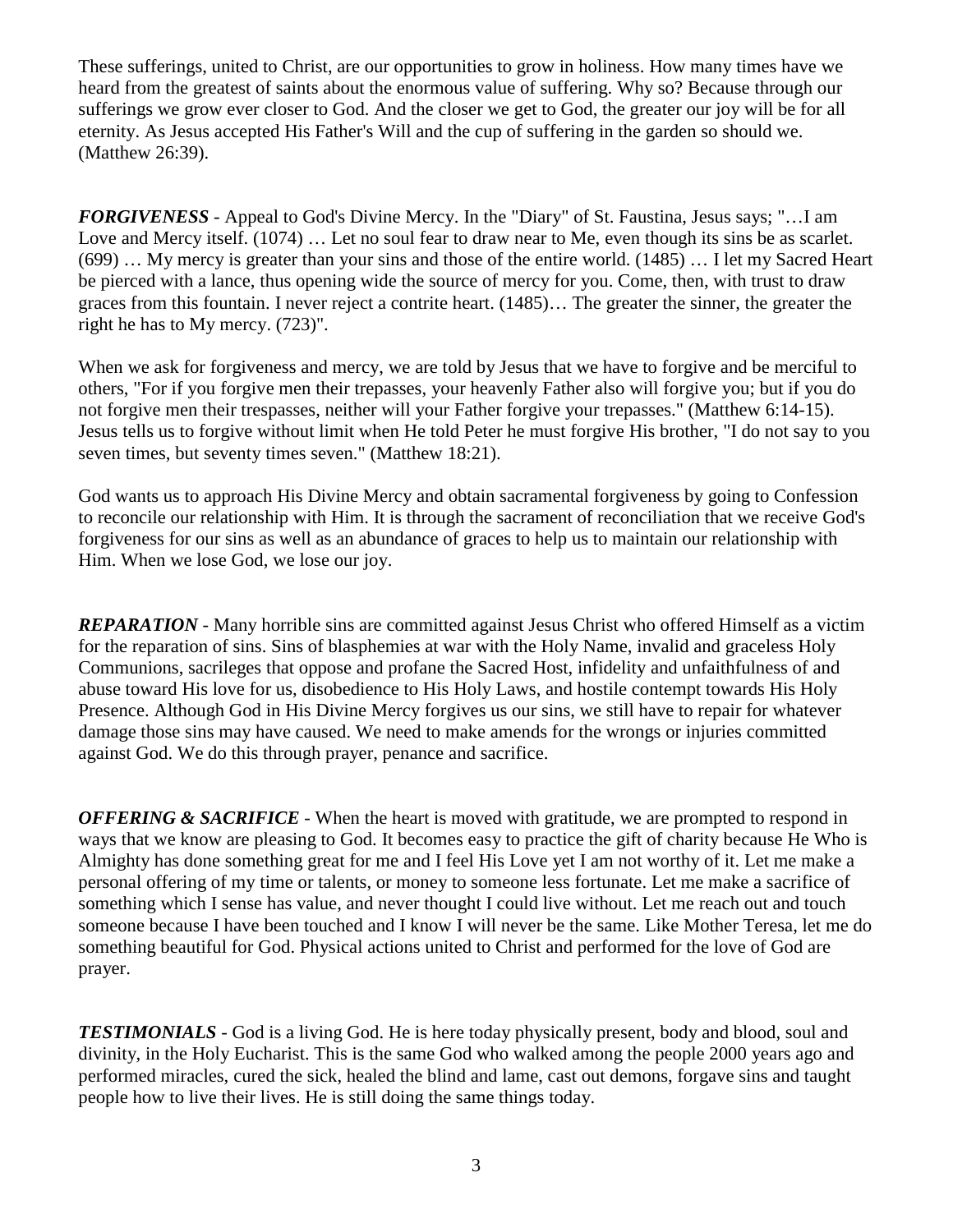These sufferings, united to Christ, are our opportunities to grow in holiness. How many times have we heard from the greatest of saints about the enormous value of suffering. Why so? Because through our sufferings we grow ever closer to God. And the closer we get to God, the greater our joy will be for all eternity. As Jesus accepted His Father's Will and the cup of suffering in the garden so should we. (Matthew 26:39).

***FORGIVENESS*** - Appeal to God's Divine Mercy. In the "Diary" of St. Faustina, Jesus says; "…I am Love and Mercy itself. (1074) … Let no soul fear to draw near to Me, even though its sins be as scarlet. (699) … My mercy is greater than your sins and those of the entire world. (1485) … I let my Sacred Heart be pierced with a lance, thus opening wide the source of mercy for you. Come, then, with trust to draw graces from this fountain. I never reject a contrite heart. (1485)… The greater the sinner, the greater the right he has to My mercy. (723)".

When we ask for forgiveness and mercy, we are told by Jesus that we have to forgive and be merciful to others, "For if you forgive men their trepasses, your heavenly Father also will forgive you; but if you do not forgive men their trespasses, neither will your Father forgive your trepasses." (Matthew 6:14-15). Jesus tells us to forgive without limit when He told Peter he must forgive His brother, "I do not say to you seven times, but seventy times seven." (Matthew 18:21).

God wants us to approach His Divine Mercy and obtain sacramental forgiveness by going to Confession to reconcile our relationship with Him. It is through the sacrament of reconciliation that we receive God's forgiveness for our sins as well as an abundance of graces to help us to maintain our relationship with Him. When we lose God, we lose our joy.

***REPARATION*** - Many horrible sins are committed against Jesus Christ who offered Himself as a victim for the reparation of sins. Sins of blasphemies at war with the Holy Name, invalid and graceless Holy Communions, sacrileges that oppose and profane the Sacred Host, infidelity and unfaithfulness of and abuse toward His love for us, disobedience to His Holy Laws, and hostile contempt towards His Holy Presence. Although God in His Divine Mercy forgives us our sins, we still have to repair for whatever damage those sins may have caused. We need to make amends for the wrongs or injuries committed against God. We do this through prayer, penance and sacrifice.

***OFFERING & SACRIFICE*** - When the heart is moved with gratitude, we are prompted to respond in ways that we know are pleasing to God. It becomes easy to practice the gift of charity because He Who is Almighty has done something great for me and I feel His Love yet I am not worthy of it. Let me make a personal offering of my time or talents, or money to someone less fortunate. Let me make a sacrifice of something which I sense has value, and never thought I could live without. Let me reach out and touch someone because I have been touched and I know I will never be the same. Like Mother Teresa, let me do something beautiful for God. Physical actions united to Christ and performed for the love of God are prayer.

***TESTIMONIALS*** - God is a living God. He is here today physically present, body and blood, soul and divinity, in the Holy Eucharist. This is the same God who walked among the people 2000 years ago and performed miracles, cured the sick, healed the blind and lame, cast out demons, forgave sins and taught people how to live their lives. He is still doing the same things today.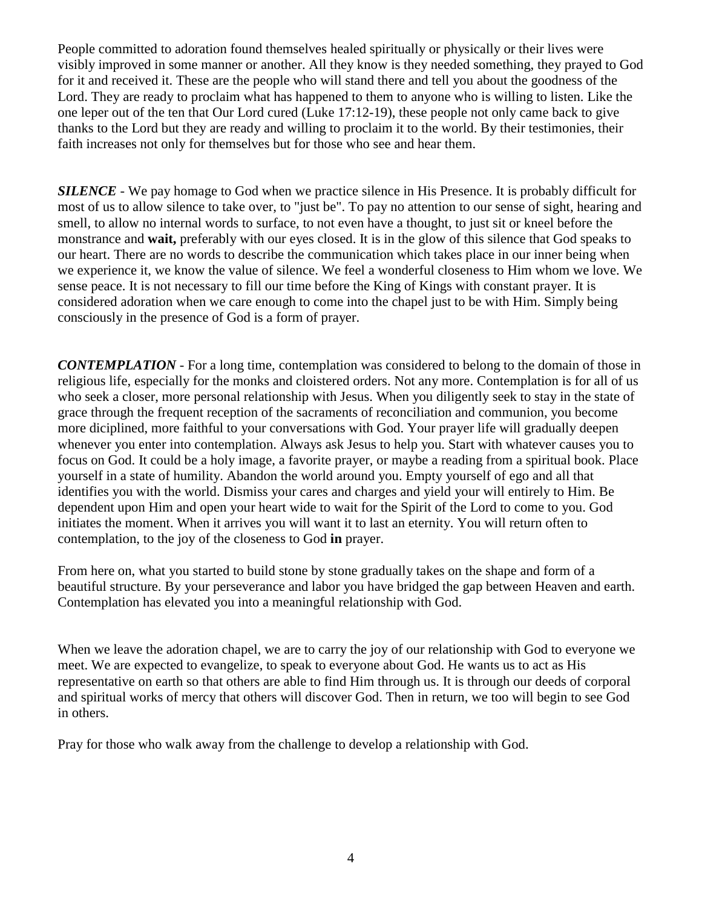People committed to adoration found themselves healed spiritually or physically or their lives were visibly improved in some manner or another. All they know is they needed something, they prayed to God for it and received it. These are the people who will stand there and tell you about the goodness of the Lord. They are ready to proclaim what has happened to them to anyone who is willing to listen. Like the one leper out of the ten that Our Lord cured (Luke 17:12-19), these people not only came back to give thanks to the Lord but they are ready and willing to proclaim it to the world. By their testimonies, their faith increases not only for themselves but for those who see and hear them.

***SILENCE*** - We pay homage to God when we practice silence in His Presence. It is probably difficult for most of us to allow silence to take over, to "just be". To pay no attention to our sense of sight, hearing and smell, to allow no internal words to surface, to not even have a thought, to just sit or kneel before the monstrance and **wait,** preferably with our eyes closed. It is in the glow of this silence that God speaks to our heart. There are no words to describe the communication which takes place in our inner being when we experience it, we know the value of silence. We feel a wonderful closeness to Him whom we love. We sense peace. It is not necessary to fill our time before the King of Kings with constant prayer. It is considered adoration when we care enough to come into the chapel just to be with Him. Simply being consciously in the presence of God is a form of prayer.

***CONTEMPLATION*** - For a long time, contemplation was considered to belong to the domain of those in religious life, especially for the monks and cloistered orders. Not any more. Contemplation is for all of us who seek a closer, more personal relationship with Jesus. When you diligently seek to stay in the state of grace through the frequent reception of the sacraments of reconciliation and communion, you become more diciplined, more faithful to your conversations with God. Your prayer life will gradually deepen whenever you enter into contemplation. Always ask Jesus to help you. Start with whatever causes you to focus on God. It could be a holy image, a favorite prayer, or maybe a reading from a spiritual book. Place yourself in a state of humility. Abandon the world around you. Empty yourself of ego and all that identifies you with the world. Dismiss your cares and charges and yield your will entirely to Him. Be dependent upon Him and open your heart wide to wait for the Spirit of the Lord to come to you. God initiates the moment. When it arrives you will want it to last an eternity. You will return often to contemplation, to the joy of the closeness to God **in** prayer.

From here on, what you started to build stone by stone gradually takes on the shape and form of a beautiful structure. By your perseverance and labor you have bridged the gap between Heaven and earth. Contemplation has elevated you into a meaningful relationship with God.

When we leave the adoration chapel, we are to carry the joy of our relationship with God to everyone we meet. We are expected to evangelize, to speak to everyone about God. He wants us to act as His representative on earth so that others are able to find Him through us. It is through our deeds of corporal and spiritual works of mercy that others will discover God. Then in return, we too will begin to see God in others.

Pray for those who walk away from the challenge to develop a relationship with God.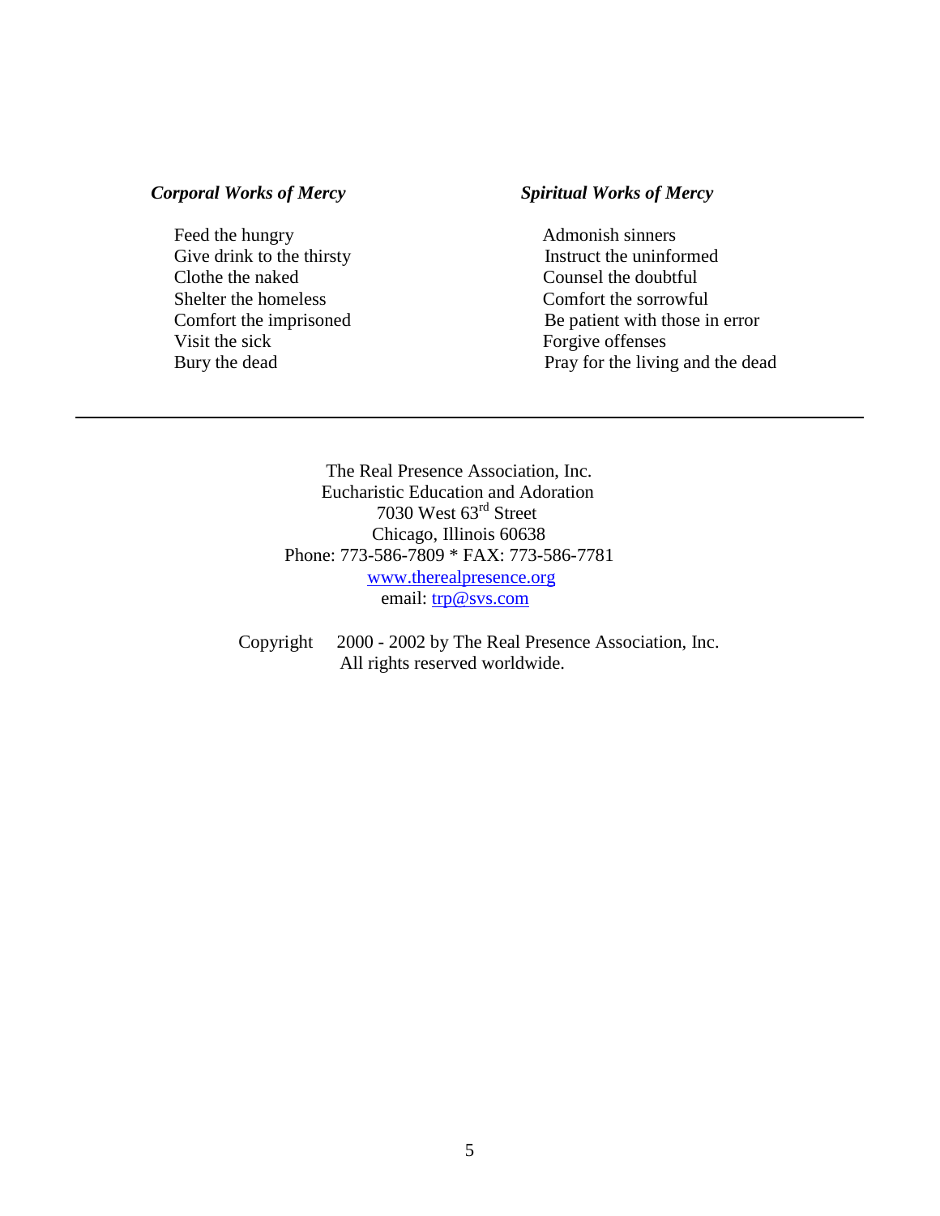***Corporal Works of Mercy***

- Feed the hungry
- Give drink to the thirsty
- Clothe the naked
- Shelter the homeless
- Comfort the imprisoned
- Visit the sick
- Bury the dead

***Spiritual Works of Mercy***

- Admonish sinners
- Instruct the uninformed
- Counsel the doubtful
- Comfort the sorrowful
- Be patient with those in error
- Forgive offenses
- Pray for the living and the dead

---

The Real Presence Association, Inc.
Eucharistic Education and Adoration
7030 West 63rd Street
Chicago, Illinois 60638
Phone: 773-586-7809 * FAX: 773-586-7781
www.therealpresence.org
email: trp@svs.com

Copyright 2000 - 2002 by The Real Presence Association, Inc.
All rights reserved worldwide.